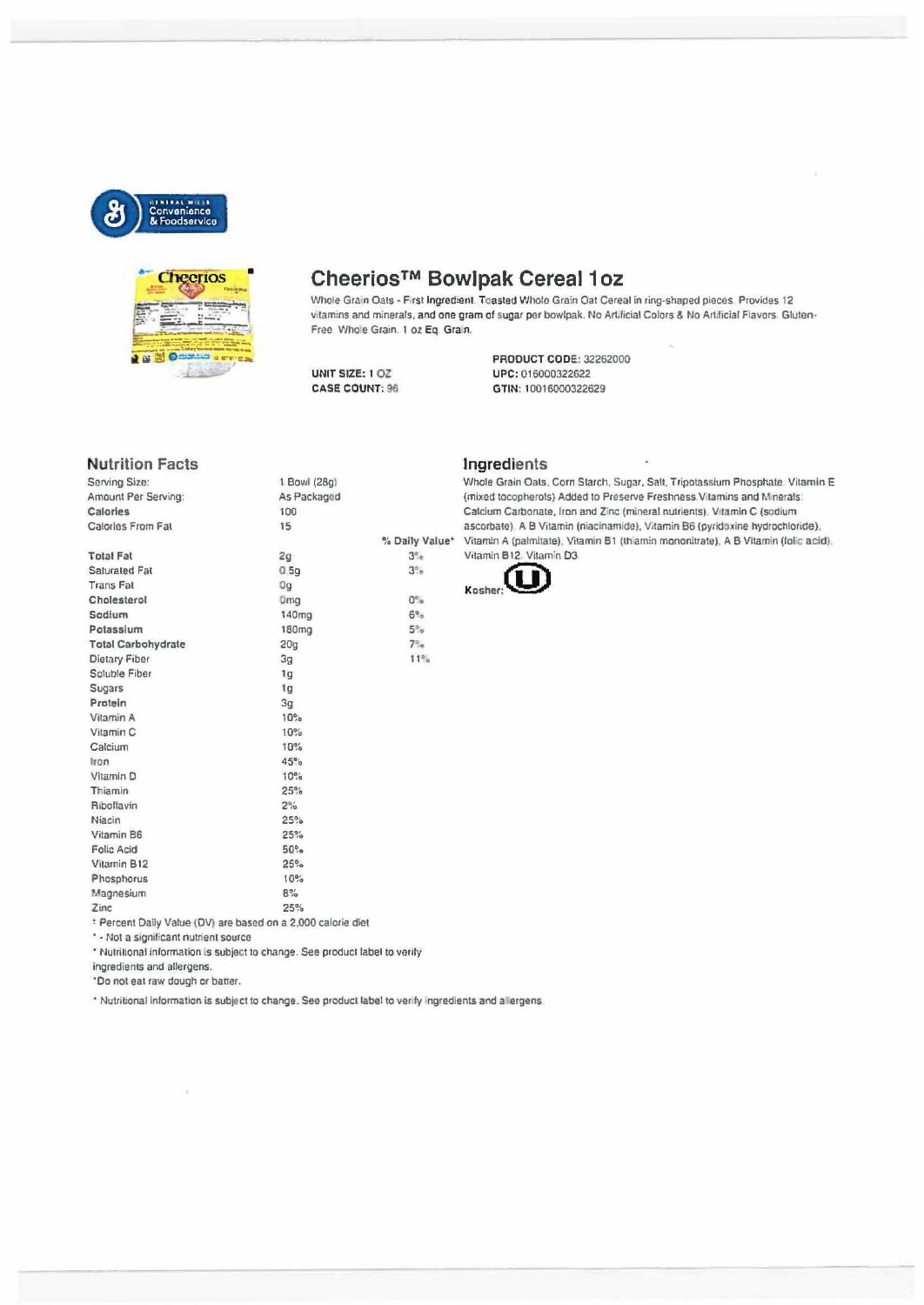General Mills Convenience & Foodservice

# Cheerios™ Bowlpak Cereal 1oz

Whole Grain Oats - First Ingredient. Toasted Whole Grain Oat Cereal in ring-shaped pieces. Provides 12 vitamins and minerals, and one gram of sugar per bowlpak. No Artificial Colors & No Artificial Flavors. Gluten-Free. Whole Grain. 1 oz Eq. Grain.

**UNIT SIZE:** 1 OZ
**CASE COUNT:** 96

**PRODUCT CODE:** 32262000
**UPC:** 016000322622
**GTIN:** 10016000322629

## Nutrition Facts

| | | |
|---|---|---|
| Serving Size: | 1 Bowl (28g) | |
| Amount Per Serving: | As Packaged | |
| **Calories** | 100 | |
| Calories From Fat | 15 | |
| | | **% Daily Value*** |
| **Total Fat** | 2g | 3% |
| Saturated Fat | 0.5g | 3% |
| Trans Fat | 0g | |
| **Cholesterol** | 0mg | 0% |
| **Sodium** | 140mg | 6% |
| **Potassium** | 180mg | 5% |
| **Total Carbohydrate** | 20g | 7% |
| Dietary Fiber | 3g | 11% |
| Soluble Fiber | 1g | |
| Sugars | 1g | |
| **Protein** | 3g | |
| Vitamin A | 10% | |
| Vitamin C | 10% | |
| Calcium | 10% | |
| Iron | 45% | |
| Vitamin D | 10% | |
| Thiamin | 25% | |
| Riboflavin | 2% | |
| Niacin | 25% | |
| Vitamin B6 | 25% | |
| Folic Acid | 50% | |
| Vitamin B12 | 25% | |
| Phosphorus | 10% | |
| Magnesium | 8% | |
| Zinc | 25% | |

* Percent Daily Value (DV) are based on a 2,000 calorie diet

* - Not a significant nutrient source

* Nutritional information is subject to change. See product label to verify ingredients and allergens.

*Do not eat raw dough or batter.

* Nutritional information is subject to change. See product label to verify ingredients and allergens.

## Ingredients

Whole Grain Oats, Corn Starch, Sugar, Salt, Tripotassium Phosphate, Vitamin E (mixed tocopherols) Added to Preserve Freshness.Vitamins and Minerals: Calcium Carbonate, Iron and Zinc (mineral nutrients), Vitamin C (sodium ascorbate), A B Vitamin (niacinamide), Vitamin B6 (pyridoxine hydrochloride), Vitamin A (palmitate), Vitamin B1 (thiamin mononitrate), A B Vitamin (folic acid), Vitamin B12, Vitamin D3

Kosher: U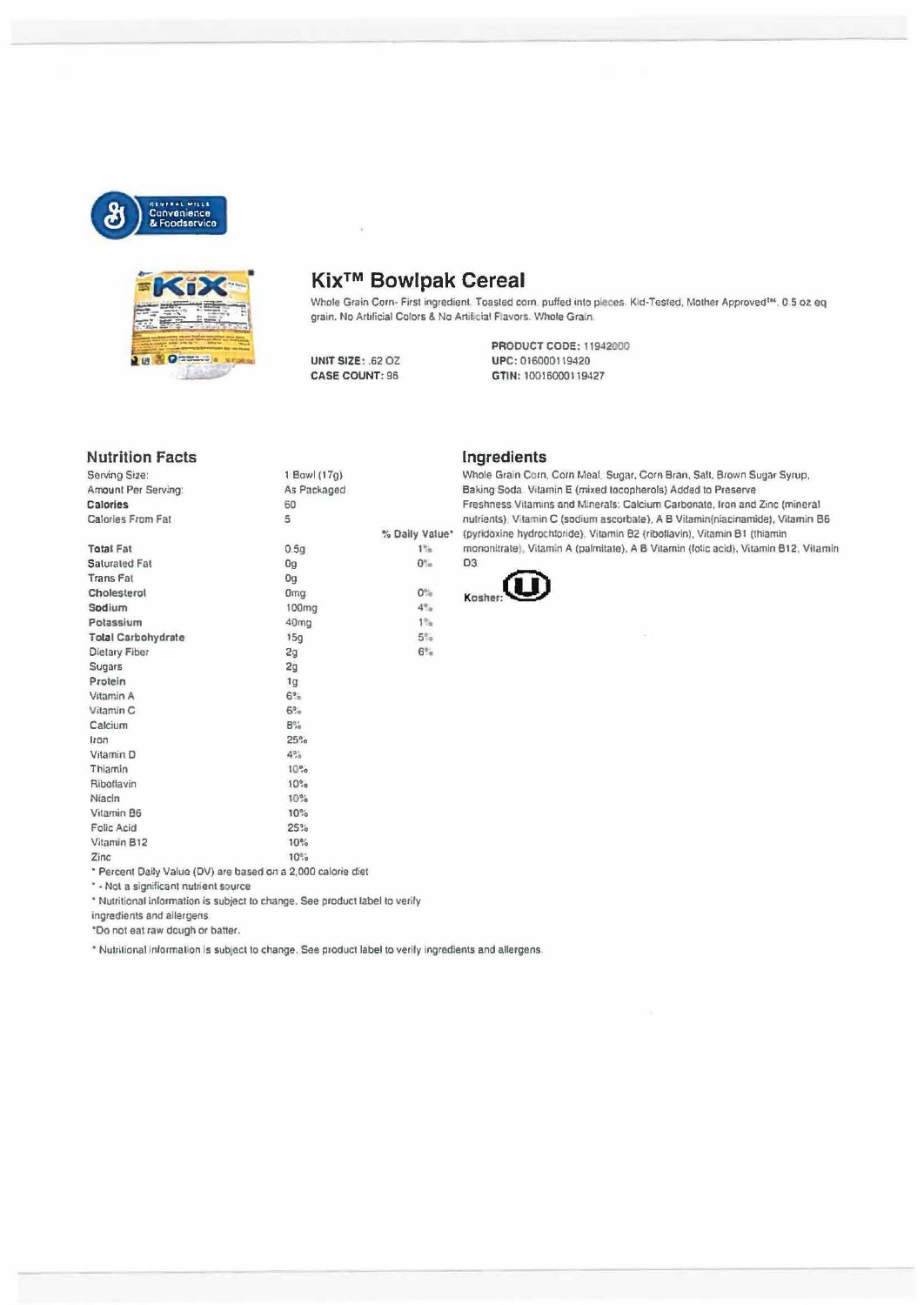General Mills Convenience & Foodservice

# Kix™ Bowlpak Cereal

Whole Grain Corn- First ingredient. Toasted corn, puffed into pieces. Kid-Tested, Mother Approved™. 0.5 oz eq grain. No Artificial Colors & No Artificial Flavors. Whole Grain.

**UNIT SIZE:** .62 OZ
**CASE COUNT:** 96

**PRODUCT CODE:** 11942000
**UPC:** 016000119420
**GTIN:** 10016000119427

## Nutrition Facts

| | | % Daily Value* |
|---|---|---|
| Serving Size: | 1 Bowl (17g) | |
| Amount Per Serving: | As Packaged | |
| **Calories** | 60 | |
| Calories From Fat | 5 | |
| **Total Fat** | 0.5g | 1% |
| Saturated Fat | 0g | 0% |
| Trans Fat | 0g | |
| **Cholesterol** | 0mg | 0% |
| **Sodium** | 100mg | 4% |
| **Potassium** | 40mg | 1% |
| **Total Carbohydrate** | 15g | 5% |
| Dietary Fiber | 2g | 6% |
| Sugars | 2g | |
| **Protein** | 1g | |
| Vitamin A | 6% | |
| Vitamin C | 6% | |
| Calcium | 8% | |
| Iron | 25% | |
| Vitamin D | 4% | |
| Thiamin | 10% | |
| Riboflavin | 10% | |
| Niacin | 10% | |
| Vitamin B6 | 10% | |
| Folic Acid | 25% | |
| Vitamin B12 | 10% | |
| Zinc | 10% | |

\* Percent Daily Value (DV) are based on a 2,000 calorie diet

\* - Not a significant nutrient source

\* Nutritional information is subject to change. See product label to verify ingredients and allergens.

*Do not eat raw dough or batter.

## Ingredients

Whole Grain Corn, Corn Meal, Sugar, Corn Bran, Salt, Brown Sugar Syrup, Baking Soda. Vitamin E (mixed tocopherols) Added to Preserve Freshness.Vitamins and Minerals: Calcium Carbonate, Iron and Zinc (mineral nutrients), Vitamin C (sodium ascorbate), A B Vitamin(niacinamide), Vitamin B6 (pyridoxine hydrochloride), Vitamin B2 (riboflavin), Vitamin B1 (thiamin mononitrate), Vitamin A (palmitate), A B Vitamin (folic acid), Vitamin B12, Vitamin D3

Kosher: (U)

\* Nutritional information is subject to change. See product label to verify ingredients and allergens.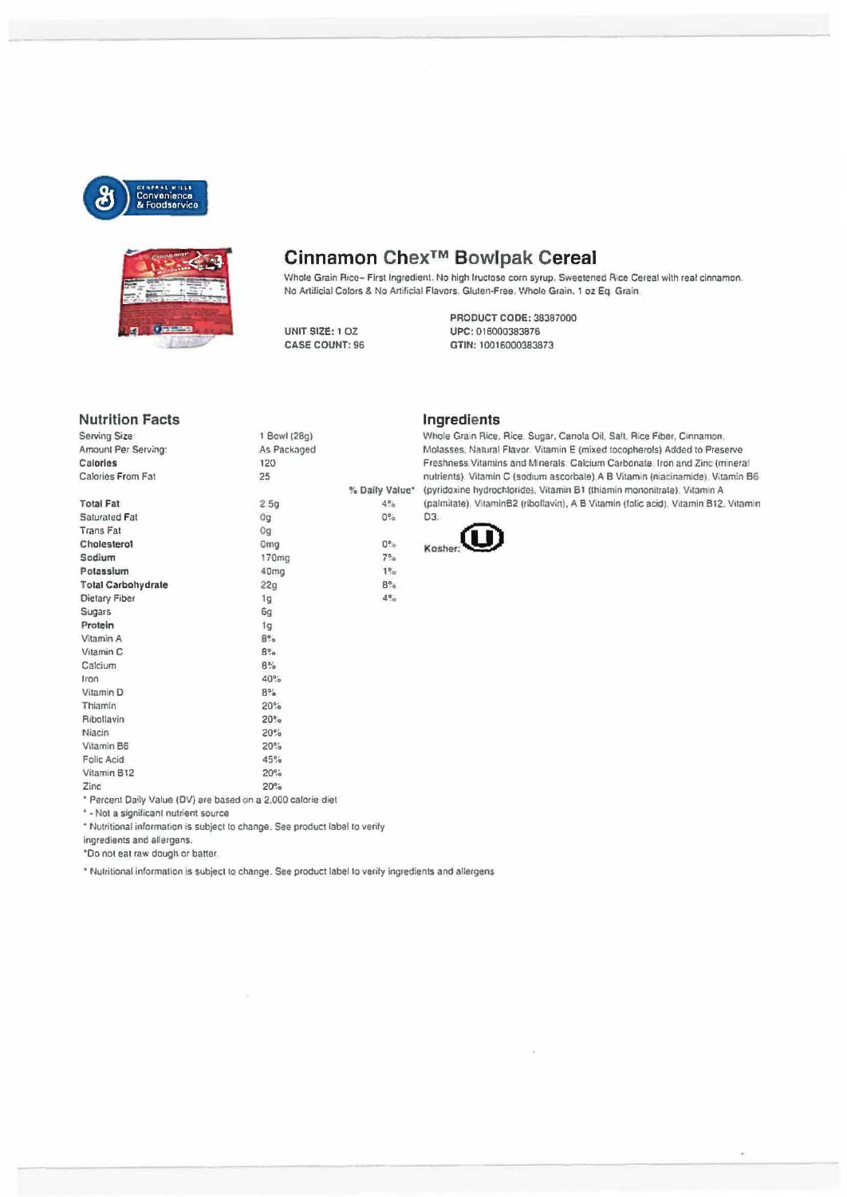# Cinnamon Chex™ Bowlpak Cereal

Whole Grain Rice– First Ingredient. No high fructose corn syrup. Sweetened Rice Cereal with real cinnamon. No Artificial Colors & No Artificial Flavors. Gluten-Free. Whole Grain. 1 oz Eq. Grain.

**UNIT SIZE:** 1 OZ
**CASE COUNT:** 96

**PRODUCT CODE:** 38387000
**UPC:** 016000383876
**GTIN:** 10016000383873

## Nutrition Facts

| | | |
|---|---|---|
| Serving Size | 1 Bowl (28g) | |
| Amount Per Serving: | As Packaged | |
| **Calories** | 120 | |
| Calories From Fat | 25 | |
| | | **% Daily Value*** |
| **Total Fat** | 2.5g | 4% |
| Saturated Fat | 0g | 0% |
| Trans Fat | 0g | |
| **Cholesterol** | 0mg | 0% |
| **Sodium** | 170mg | 7% |
| **Potassium** | 40mg | 1% |
| **Total Carbohydrate** | 22g | 8% |
| Dietary Fiber | 1g | 4% |
| Sugars | 6g | |
| **Protein** | 1g | |
| Vitamin A | 8% | |
| Vitamin C | 8% | |
| Calcium | 8% | |
| Iron | 40% | |
| Vitamin D | 8% | |
| Thiamin | 20% | |
| Riboflavin | 20% | |
| Niacin | 20% | |
| Vitamin B6 | 20% | |
| Folic Acid | 45% | |
| Vitamin B12 | 20% | |
| Zinc | 20% | |

* Percent Daily Value (DV) are based on a 2,000 calorie diet

* - Not a significant nutrient source

* Nutritional information is subject to change. See product label to verify ingredients and allergens.

*Do not eat raw dough or batter.

## Ingredients

Whole Grain Rice, Rice, Sugar, Canola Oil, Salt, Rice Fiber, Cinnamon, Molasses, Natural Flavor. Vitamin E (mixed tocopherols) Added to Preserve Freshness.Vitamins and Minerals: Calcium Carbonate, Iron and Zinc (mineral nutrients), Vitamin C (sodium ascorbate), A B Vitamin (niacinamide), Vitamin B6 (pyridoxine hydrochloride), Vitamin B1 (thiamin mononitrate), Vitamin A (palmitate), VitaminB2 (riboflavin), A B Vitamin (folic acid), Vitamin B12, Vitamin D3.

Kosher: (U)

* Nutritional information is subject to change. See product label to verify ingredients and allergens